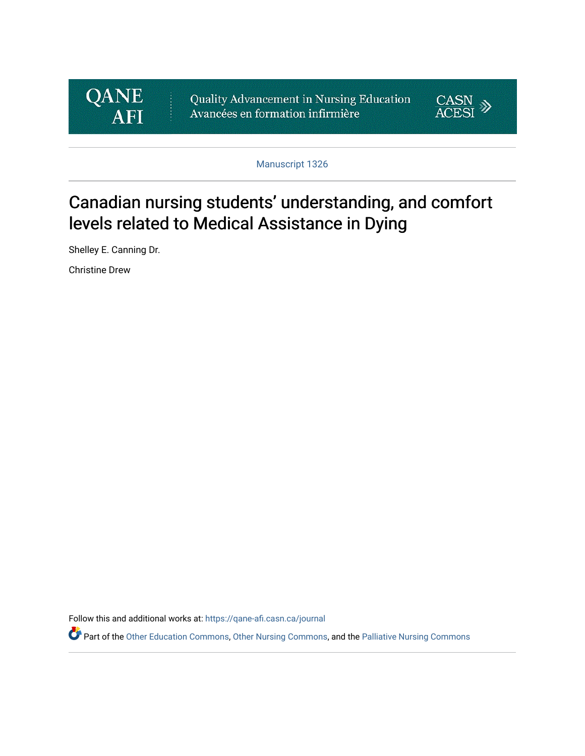QANE AFI — Quality Advancement in Nursing Education / Avancées en formation infirmière — CASN ACESI

Manuscript 1326

# Canadian nursing students' understanding, and comfort levels related to Medical Assistance in Dying

Shelley E. Canning Dr.

Christine Drew

Follow this and additional works at: https://qane-afi.casn.ca/journal

Part of the Other Education Commons, Other Nursing Commons, and the Palliative Nursing Commons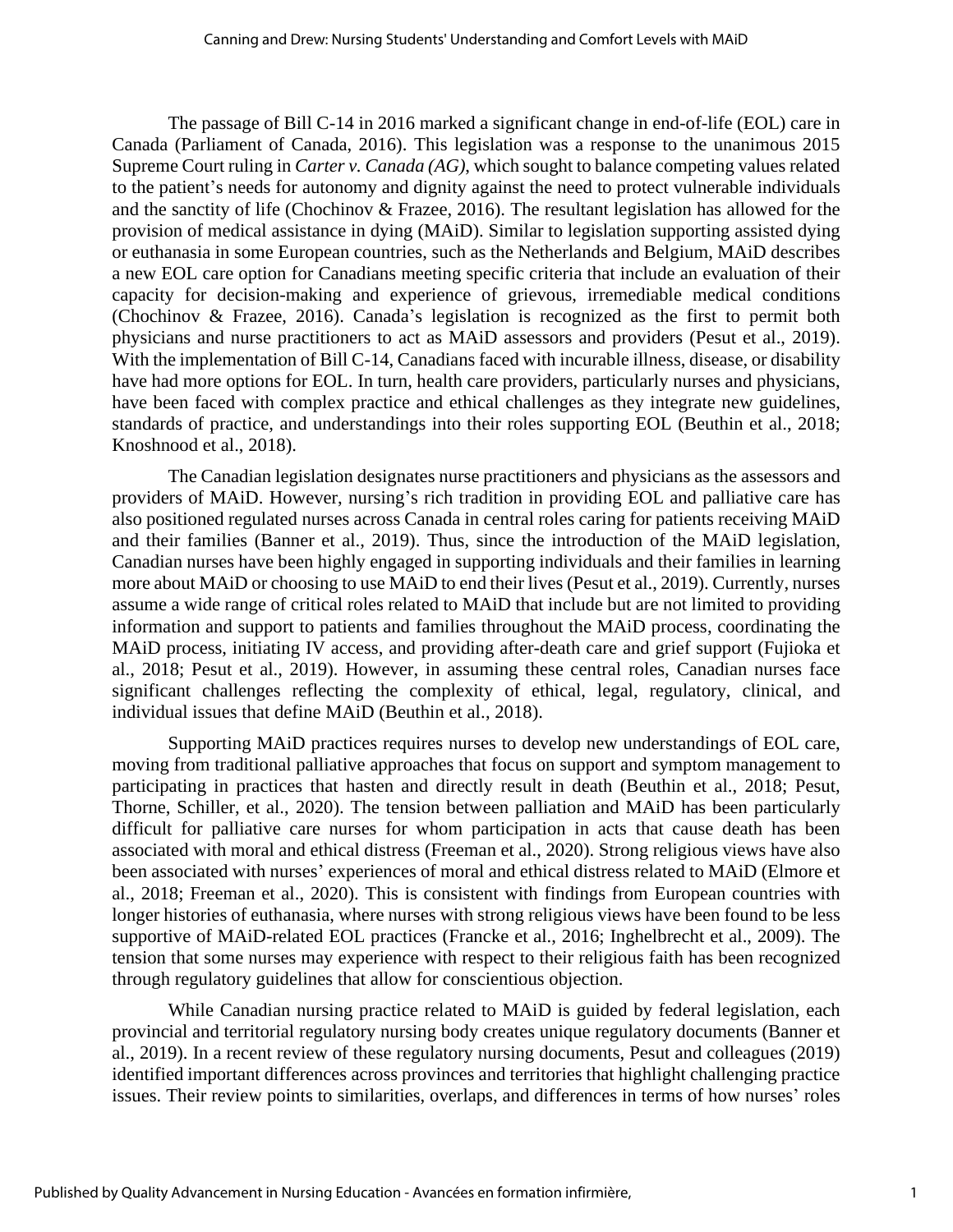The passage of Bill C-14 in 2016 marked a significant change in end-of-life (EOL) care in Canada (Parliament of Canada, 2016). This legislation was a response to the unanimous 2015 Supreme Court ruling in *Carter v. Canada (AG)*, which sought to balance competing values related to the patient's needs for autonomy and dignity against the need to protect vulnerable individuals and the sanctity of life (Chochinov & Frazee, 2016). The resultant legislation has allowed for the provision of medical assistance in dying (MAiD). Similar to legislation supporting assisted dying or euthanasia in some European countries, such as the Netherlands and Belgium, MAiD describes a new EOL care option for Canadians meeting specific criteria that include an evaluation of their capacity for decision-making and experience of grievous, irremediable medical conditions (Chochinov & Frazee, 2016). Canada's legislation is recognized as the first to permit both physicians and nurse practitioners to act as MAiD assessors and providers (Pesut et al., 2019). With the implementation of Bill C-14, Canadians faced with incurable illness, disease, or disability have had more options for EOL. In turn, health care providers, particularly nurses and physicians, have been faced with complex practice and ethical challenges as they integrate new guidelines, standards of practice, and understandings into their roles supporting EOL (Beuthin et al., 2018; Knoshnood et al., 2018).

The Canadian legislation designates nurse practitioners and physicians as the assessors and providers of MAiD. However, nursing's rich tradition in providing EOL and palliative care has also positioned regulated nurses across Canada in central roles caring for patients receiving MAiD and their families (Banner et al., 2019). Thus, since the introduction of the MAiD legislation, Canadian nurses have been highly engaged in supporting individuals and their families in learning more about MAiD or choosing to use MAiD to end their lives (Pesut et al., 2019). Currently, nurses assume a wide range of critical roles related to MAiD that include but are not limited to providing information and support to patients and families throughout the MAiD process, coordinating the MAiD process, initiating IV access, and providing after-death care and grief support (Fujioka et al., 2018; Pesut et al., 2019). However, in assuming these central roles, Canadian nurses face significant challenges reflecting the complexity of ethical, legal, regulatory, clinical, and individual issues that define MAiD (Beuthin et al., 2018).

Supporting MAiD practices requires nurses to develop new understandings of EOL care, moving from traditional palliative approaches that focus on support and symptom management to participating in practices that hasten and directly result in death (Beuthin et al., 2018; Pesut, Thorne, Schiller, et al., 2020). The tension between palliation and MAiD has been particularly difficult for palliative care nurses for whom participation in acts that cause death has been associated with moral and ethical distress (Freeman et al., 2020). Strong religious views have also been associated with nurses' experiences of moral and ethical distress related to MAiD (Elmore et al., 2018; Freeman et al., 2020). This is consistent with findings from European countries with longer histories of euthanasia, where nurses with strong religious views have been found to be less supportive of MAiD-related EOL practices (Francke et al., 2016; Inghelbrecht et al., 2009). The tension that some nurses may experience with respect to their religious faith has been recognized through regulatory guidelines that allow for conscientious objection.

While Canadian nursing practice related to MAiD is guided by federal legislation, each provincial and territorial regulatory nursing body creates unique regulatory documents (Banner et al., 2019). In a recent review of these regulatory nursing documents, Pesut and colleagues (2019) identified important differences across provinces and territories that highlight challenging practice issues. Their review points to similarities, overlaps, and differences in terms of how nurses' roles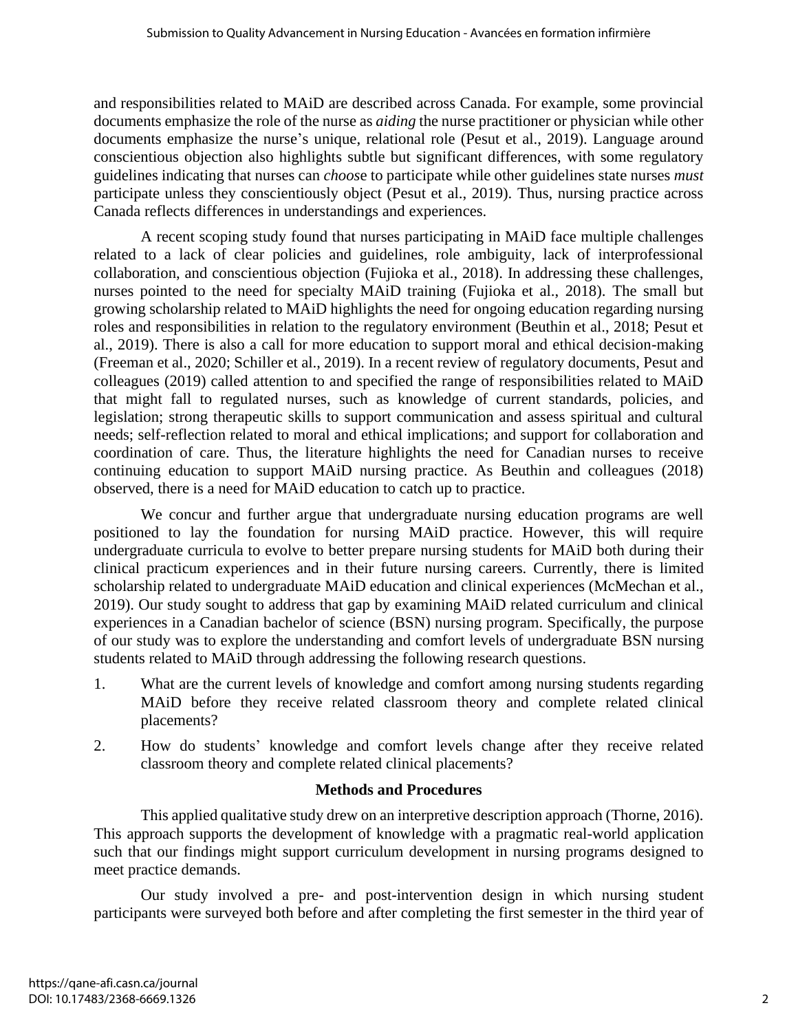and responsibilities related to MAiD are described across Canada. For example, some provincial documents emphasize the role of the nurse as *aiding* the nurse practitioner or physician while other documents emphasize the nurse's unique, relational role (Pesut et al., 2019). Language around conscientious objection also highlights subtle but significant differences, with some regulatory guidelines indicating that nurses can *choose* to participate while other guidelines state nurses *must* participate unless they conscientiously object (Pesut et al., 2019). Thus, nursing practice across Canada reflects differences in understandings and experiences.

A recent scoping study found that nurses participating in MAiD face multiple challenges related to a lack of clear policies and guidelines, role ambiguity, lack of interprofessional collaboration, and conscientious objection (Fujioka et al., 2018). In addressing these challenges, nurses pointed to the need for specialty MAiD training (Fujioka et al., 2018). The small but growing scholarship related to MAiD highlights the need for ongoing education regarding nursing roles and responsibilities in relation to the regulatory environment (Beuthin et al., 2018; Pesut et al., 2019). There is also a call for more education to support moral and ethical decision-making (Freeman et al., 2020; Schiller et al., 2019). In a recent review of regulatory documents, Pesut and colleagues (2019) called attention to and specified the range of responsibilities related to MAiD that might fall to regulated nurses, such as knowledge of current standards, policies, and legislation; strong therapeutic skills to support communication and assess spiritual and cultural needs; self-reflection related to moral and ethical implications; and support for collaboration and coordination of care. Thus, the literature highlights the need for Canadian nurses to receive continuing education to support MAiD nursing practice. As Beuthin and colleagues (2018) observed, there is a need for MAiD education to catch up to practice.

We concur and further argue that undergraduate nursing education programs are well positioned to lay the foundation for nursing MAiD practice. However, this will require undergraduate curricula to evolve to better prepare nursing students for MAiD both during their clinical practicum experiences and in their future nursing careers. Currently, there is limited scholarship related to undergraduate MAiD education and clinical experiences (McMechan et al., 2019). Our study sought to address that gap by examining MAiD related curriculum and clinical experiences in a Canadian bachelor of science (BSN) nursing program. Specifically, the purpose of our study was to explore the understanding and comfort levels of undergraduate BSN nursing students related to MAiD through addressing the following research questions.

1. What are the current levels of knowledge and comfort among nursing students regarding MAiD before they receive related classroom theory and complete related clinical placements?
2. How do students' knowledge and comfort levels change after they receive related classroom theory and complete related clinical placements?

## Methods and Procedures

This applied qualitative study drew on an interpretive description approach (Thorne, 2016). This approach supports the development of knowledge with a pragmatic real-world application such that our findings might support curriculum development in nursing programs designed to meet practice demands.

Our study involved a pre- and post-intervention design in which nursing student participants were surveyed both before and after completing the first semester in the third year of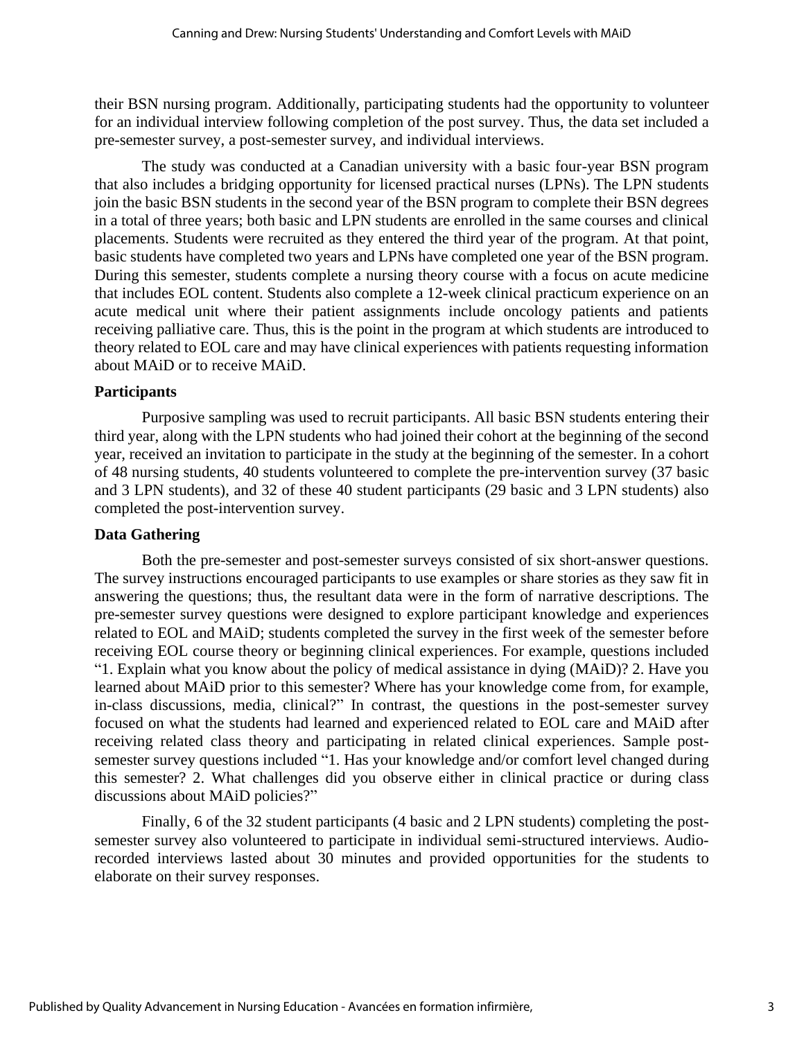their BSN nursing program. Additionally, participating students had the opportunity to volunteer for an individual interview following completion of the post survey. Thus, the data set included a pre-semester survey, a post-semester survey, and individual interviews.

The study was conducted at a Canadian university with a basic four-year BSN program that also includes a bridging opportunity for licensed practical nurses (LPNs). The LPN students join the basic BSN students in the second year of the BSN program to complete their BSN degrees in a total of three years; both basic and LPN students are enrolled in the same courses and clinical placements. Students were recruited as they entered the third year of the program. At that point, basic students have completed two years and LPNs have completed one year of the BSN program. During this semester, students complete a nursing theory course with a focus on acute medicine that includes EOL content. Students also complete a 12-week clinical practicum experience on an acute medical unit where their patient assignments include oncology patients and patients receiving palliative care. Thus, this is the point in the program at which students are introduced to theory related to EOL care and may have clinical experiences with patients requesting information about MAiD or to receive MAiD.

### Participants

Purposive sampling was used to recruit participants. All basic BSN students entering their third year, along with the LPN students who had joined their cohort at the beginning of the second year, received an invitation to participate in the study at the beginning of the semester. In a cohort of 48 nursing students, 40 students volunteered to complete the pre-intervention survey (37 basic and 3 LPN students), and 32 of these 40 student participants (29 basic and 3 LPN students) also completed the post-intervention survey.

### Data Gathering

Both the pre-semester and post-semester surveys consisted of six short-answer questions. The survey instructions encouraged participants to use examples or share stories as they saw fit in answering the questions; thus, the resultant data were in the form of narrative descriptions. The pre-semester survey questions were designed to explore participant knowledge and experiences related to EOL and MAiD; students completed the survey in the first week of the semester before receiving EOL course theory or beginning clinical experiences. For example, questions included "1. Explain what you know about the policy of medical assistance in dying (MAiD)? 2. Have you learned about MAiD prior to this semester? Where has your knowledge come from, for example, in-class discussions, media, clinical?" In contrast, the questions in the post-semester survey focused on what the students had learned and experienced related to EOL care and MAiD after receiving related class theory and participating in related clinical experiences. Sample post-semester survey questions included "1. Has your knowledge and/or comfort level changed during this semester? 2. What challenges did you observe either in clinical practice or during class discussions about MAiD policies?"

Finally, 6 of the 32 student participants (4 basic and 2 LPN students) completing the post-semester survey also volunteered to participate in individual semi-structured interviews. Audio-recorded interviews lasted about 30 minutes and provided opportunities for the students to elaborate on their survey responses.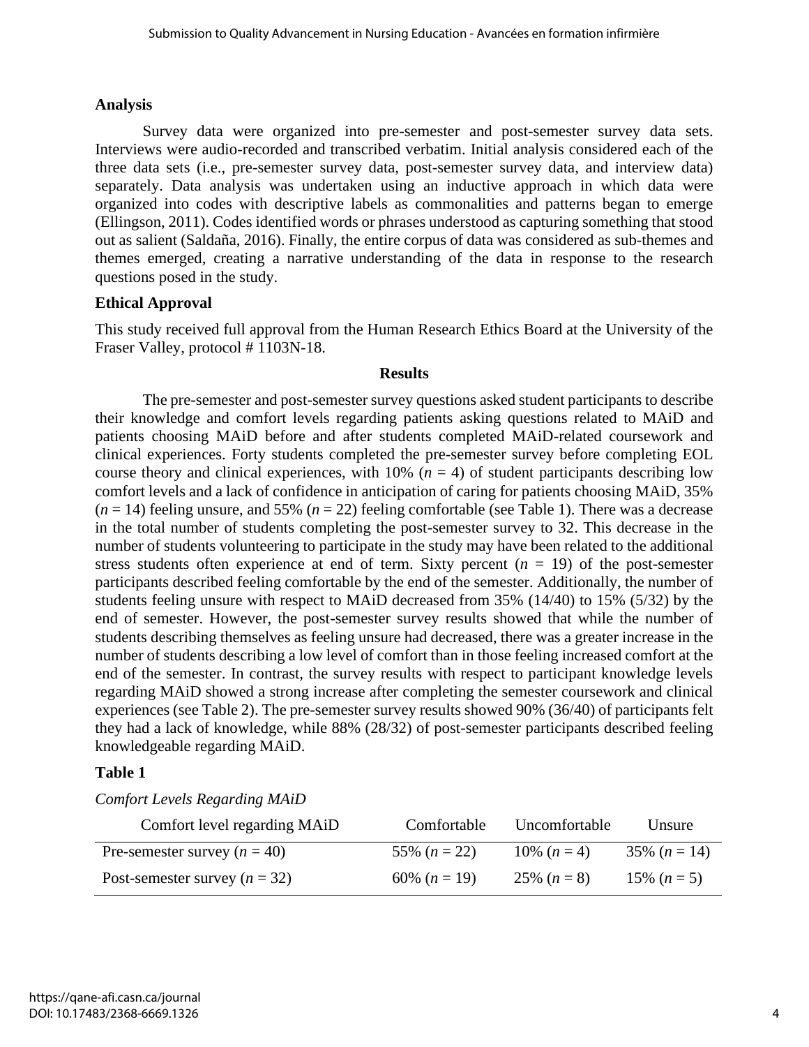## Analysis

Survey data were organized into pre-semester and post-semester survey data sets. Interviews were audio-recorded and transcribed verbatim. Initial analysis considered each of the three data sets (i.e., pre-semester survey data, post-semester survey data, and interview data) separately. Data analysis was undertaken using an inductive approach in which data were organized into codes with descriptive labels as commonalities and patterns began to emerge (Ellingson, 2011). Codes identified words or phrases understood as capturing something that stood out as salient (Saldaña, 2016). Finally, the entire corpus of data was considered as sub-themes and themes emerged, creating a narrative understanding of the data in response to the research questions posed in the study.

## Ethical Approval

This study received full approval from the Human Research Ethics Board at the University of the Fraser Valley, protocol # 1103N-18.

# Results

The pre-semester and post-semester survey questions asked student participants to describe their knowledge and comfort levels regarding patients asking questions related to MAiD and patients choosing MAiD before and after students completed MAiD-related coursework and clinical experiences. Forty students completed the pre-semester survey before completing EOL course theory and clinical experiences, with 10% ($n = 4$) of student participants describing low comfort levels and a lack of confidence in anticipation of caring for patients choosing MAiD, 35% ($n = 14$) feeling unsure, and 55% ($n = 22$) feeling comfortable (see Table 1). There was a decrease in the total number of students completing the post-semester survey to 32. This decrease in the number of students volunteering to participate in the study may have been related to the additional stress students often experience at end of term. Sixty percent ($n = 19$) of the post-semester participants described feeling comfortable by the end of the semester. Additionally, the number of students feeling unsure with respect to MAiD decreased from 35% (14/40) to 15% (5/32) by the end of semester. However, the post-semester survey results showed that while the number of students describing themselves as feeling unsure had decreased, there was a greater increase in the number of students describing a low level of comfort than in those feeling increased comfort at the end of the semester. In contrast, the survey results with respect to participant knowledge levels regarding MAiD showed a strong increase after completing the semester coursework and clinical experiences (see Table 2). The pre-semester survey results showed 90% (36/40) of participants felt they had a lack of knowledge, while 88% (28/32) of post-semester participants described feeling knowledgeable regarding MAiD.

**Table 1**

*Comfort Levels Regarding MAiD*

| Comfort level regarding MAiD | Comfortable | Uncomfortable | Unsure |
|---|---|---|---|
| Pre-semester survey ($n = 40$) | 55% ($n = 22$) | 10% ($n = 4$) | 35% ($n = 14$) |
| Post-semester survey ($n = 32$) | 60% ($n = 19$) | 25% ($n = 8$) | 15% ($n = 5$) |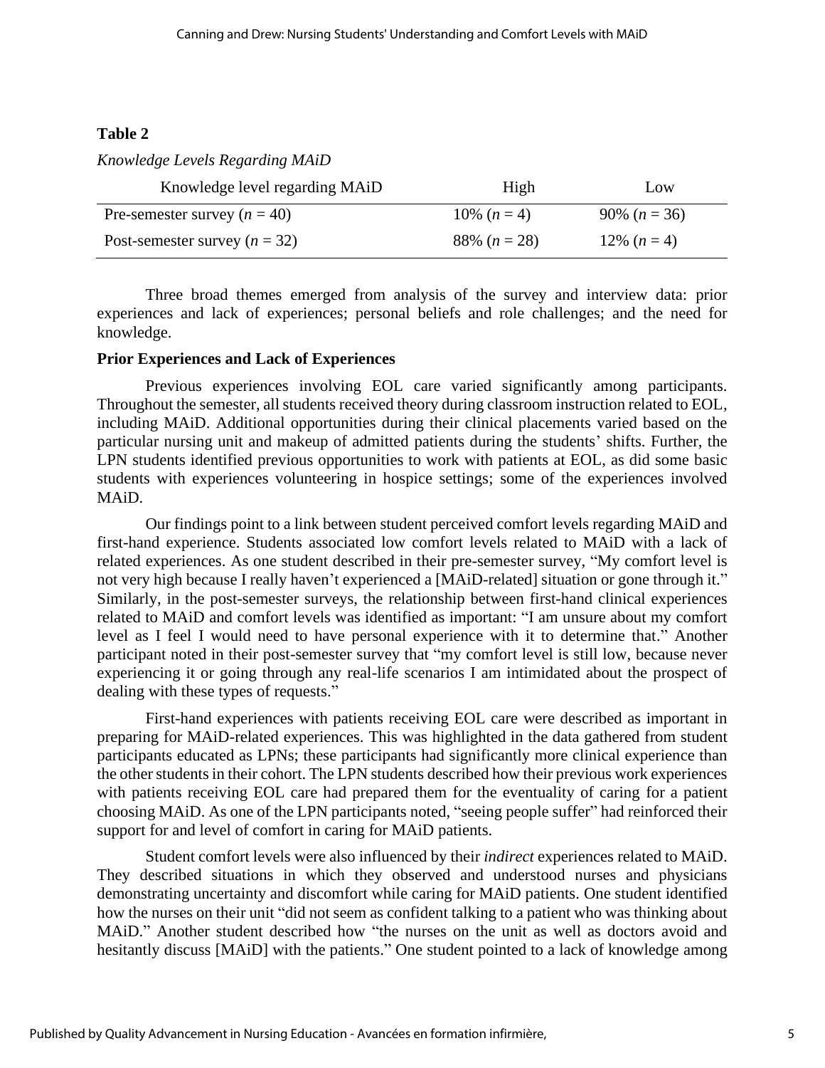**Table 2**

*Knowledge Levels Regarding MAiD*

| Knowledge level regarding MAiD | High | Low |
|---|---|---|
| Pre-semester survey ($n = 40$) | 10% ($n = 4$) | 90% ($n = 36$) |
| Post-semester survey ($n = 32$) | 88% ($n = 28$) | 12% ($n = 4$) |

Three broad themes emerged from analysis of the survey and interview data: prior experiences and lack of experiences; personal beliefs and role challenges; and the need for knowledge.

**Prior Experiences and Lack of Experiences**

Previous experiences involving EOL care varied significantly among participants. Throughout the semester, all students received theory during classroom instruction related to EOL, including MAiD. Additional opportunities during their clinical placements varied based on the particular nursing unit and makeup of admitted patients during the students' shifts. Further, the LPN students identified previous opportunities to work with patients at EOL, as did some basic students with experiences volunteering in hospice settings; some of the experiences involved MAiD.

Our findings point to a link between student perceived comfort levels regarding MAiD and first-hand experience. Students associated low comfort levels related to MAiD with a lack of related experiences. As one student described in their pre-semester survey, "My comfort level is not very high because I really haven't experienced a [MAiD-related] situation or gone through it." Similarly, in the post-semester surveys, the relationship between first-hand clinical experiences related to MAiD and comfort levels was identified as important: "I am unsure about my comfort level as I feel I would need to have personal experience with it to determine that." Another participant noted in their post-semester survey that "my comfort level is still low, because never experiencing it or going through any real-life scenarios I am intimidated about the prospect of dealing with these types of requests."

First-hand experiences with patients receiving EOL care were described as important in preparing for MAiD-related experiences. This was highlighted in the data gathered from student participants educated as LPNs; these participants had significantly more clinical experience than the other students in their cohort. The LPN students described how their previous work experiences with patients receiving EOL care had prepared them for the eventuality of caring for a patient choosing MAiD. As one of the LPN participants noted, "seeing people suffer" had reinforced their support for and level of comfort in caring for MAiD patients.

Student comfort levels were also influenced by their *indirect* experiences related to MAiD. They described situations in which they observed and understood nurses and physicians demonstrating uncertainty and discomfort while caring for MAiD patients. One student identified how the nurses on their unit "did not seem as confident talking to a patient who was thinking about MAiD." Another student described how "the nurses on the unit as well as doctors avoid and hesitantly discuss [MAiD] with the patients." One student pointed to a lack of knowledge among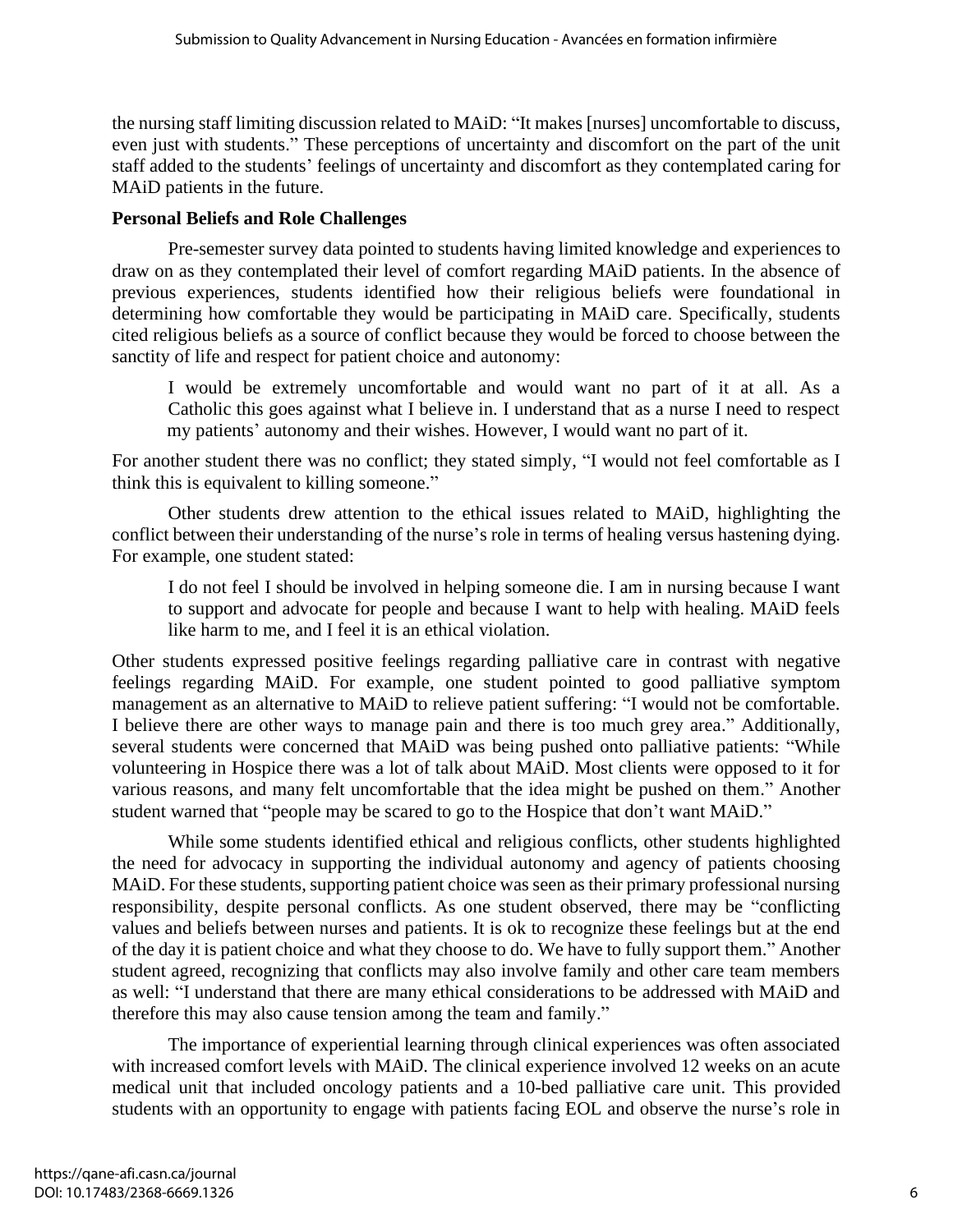the nursing staff limiting discussion related to MAiD: "It makes [nurses] uncomfortable to discuss, even just with students." These perceptions of uncertainty and discomfort on the part of the unit staff added to the students' feelings of uncertainty and discomfort as they contemplated caring for MAiD patients in the future.

**Personal Beliefs and Role Challenges**

Pre-semester survey data pointed to students having limited knowledge and experiences to draw on as they contemplated their level of comfort regarding MAiD patients. In the absence of previous experiences, students identified how their religious beliefs were foundational in determining how comfortable they would be participating in MAiD care. Specifically, students cited religious beliefs as a source of conflict because they would be forced to choose between the sanctity of life and respect for patient choice and autonomy:

> I would be extremely uncomfortable and would want no part of it at all. As a Catholic this goes against what I believe in. I understand that as a nurse I need to respect my patients' autonomy and their wishes. However, I would want no part of it.

For another student there was no conflict; they stated simply, "I would not feel comfortable as I think this is equivalent to killing someone."

Other students drew attention to the ethical issues related to MAiD, highlighting the conflict between their understanding of the nurse's role in terms of healing versus hastening dying. For example, one student stated:

> I do not feel I should be involved in helping someone die. I am in nursing because I want to support and advocate for people and because I want to help with healing. MAiD feels like harm to me, and I feel it is an ethical violation.

Other students expressed positive feelings regarding palliative care in contrast with negative feelings regarding MAiD. For example, one student pointed to good palliative symptom management as an alternative to MAiD to relieve patient suffering: "I would not be comfortable. I believe there are other ways to manage pain and there is too much grey area." Additionally, several students were concerned that MAiD was being pushed onto palliative patients: "While volunteering in Hospice there was a lot of talk about MAiD. Most clients were opposed to it for various reasons, and many felt uncomfortable that the idea might be pushed on them." Another student warned that "people may be scared to go to the Hospice that don't want MAiD."

While some students identified ethical and religious conflicts, other students highlighted the need for advocacy in supporting the individual autonomy and agency of patients choosing MAiD. For these students, supporting patient choice was seen as their primary professional nursing responsibility, despite personal conflicts. As one student observed, there may be "conflicting values and beliefs between nurses and patients. It is ok to recognize these feelings but at the end of the day it is patient choice and what they choose to do. We have to fully support them." Another student agreed, recognizing that conflicts may also involve family and other care team members as well: "I understand that there are many ethical considerations to be addressed with MAiD and therefore this may also cause tension among the team and family."

The importance of experiential learning through clinical experiences was often associated with increased comfort levels with MAiD. The clinical experience involved 12 weeks on an acute medical unit that included oncology patients and a 10-bed palliative care unit. This provided students with an opportunity to engage with patients facing EOL and observe the nurse's role in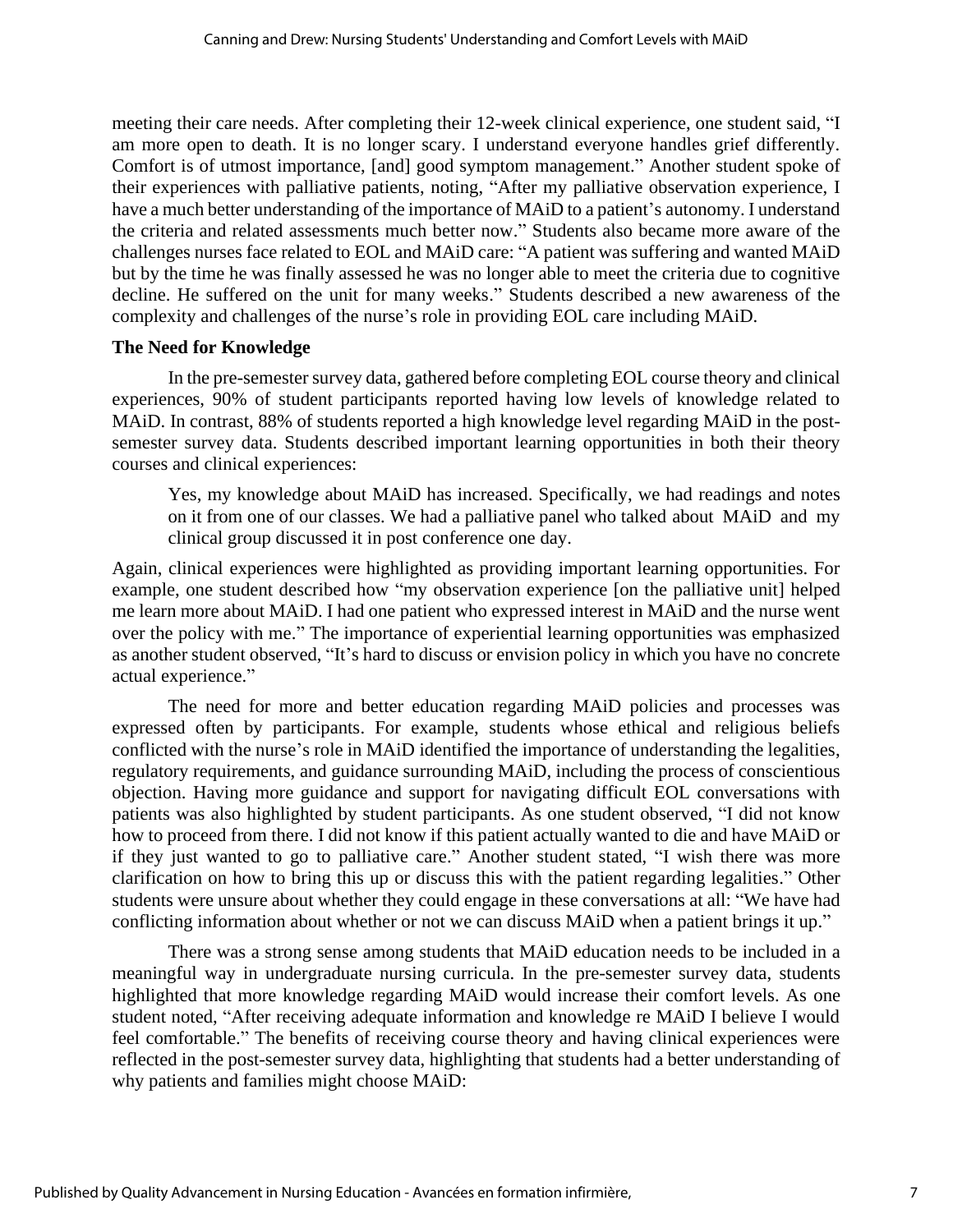meeting their care needs. After completing their 12-week clinical experience, one student said, "I am more open to death. It is no longer scary. I understand everyone handles grief differently. Comfort is of utmost importance, [and] good symptom management." Another student spoke of their experiences with palliative patients, noting, "After my palliative observation experience, I have a much better understanding of the importance of MAiD to a patient's autonomy. I understand the criteria and related assessments much better now." Students also became more aware of the challenges nurses face related to EOL and MAiD care: "A patient was suffering and wanted MAiD but by the time he was finally assessed he was no longer able to meet the criteria due to cognitive decline. He suffered on the unit for many weeks." Students described a new awareness of the complexity and challenges of the nurse's role in providing EOL care including MAiD.

### The Need for Knowledge

In the pre-semester survey data, gathered before completing EOL course theory and clinical experiences, 90% of student participants reported having low levels of knowledge related to MAiD. In contrast, 88% of students reported a high knowledge level regarding MAiD in the post-semester survey data. Students described important learning opportunities in both their theory courses and clinical experiences:

> Yes, my knowledge about MAiD has increased. Specifically, we had readings and notes on it from one of our classes. We had a palliative panel who talked about MAiD and my clinical group discussed it in post conference one day.

Again, clinical experiences were highlighted as providing important learning opportunities. For example, one student described how "my observation experience [on the palliative unit] helped me learn more about MAiD. I had one patient who expressed interest in MAiD and the nurse went over the policy with me." The importance of experiential learning opportunities was emphasized as another student observed, "It's hard to discuss or envision policy in which you have no concrete actual experience."

The need for more and better education regarding MAiD policies and processes was expressed often by participants. For example, students whose ethical and religious beliefs conflicted with the nurse's role in MAiD identified the importance of understanding the legalities, regulatory requirements, and guidance surrounding MAiD, including the process of conscientious objection. Having more guidance and support for navigating difficult EOL conversations with patients was also highlighted by student participants. As one student observed, "I did not know how to proceed from there. I did not know if this patient actually wanted to die and have MAiD or if they just wanted to go to palliative care." Another student stated, "I wish there was more clarification on how to bring this up or discuss this with the patient regarding legalities." Other students were unsure about whether they could engage in these conversations at all: "We have had conflicting information about whether or not we can discuss MAiD when a patient brings it up."

There was a strong sense among students that MAiD education needs to be included in a meaningful way in undergraduate nursing curricula. In the pre-semester survey data, students highlighted that more knowledge regarding MAiD would increase their comfort levels. As one student noted, "After receiving adequate information and knowledge re MAiD I believe I would feel comfortable." The benefits of receiving course theory and having clinical experiences were reflected in the post-semester survey data, highlighting that students had a better understanding of why patients and families might choose MAiD: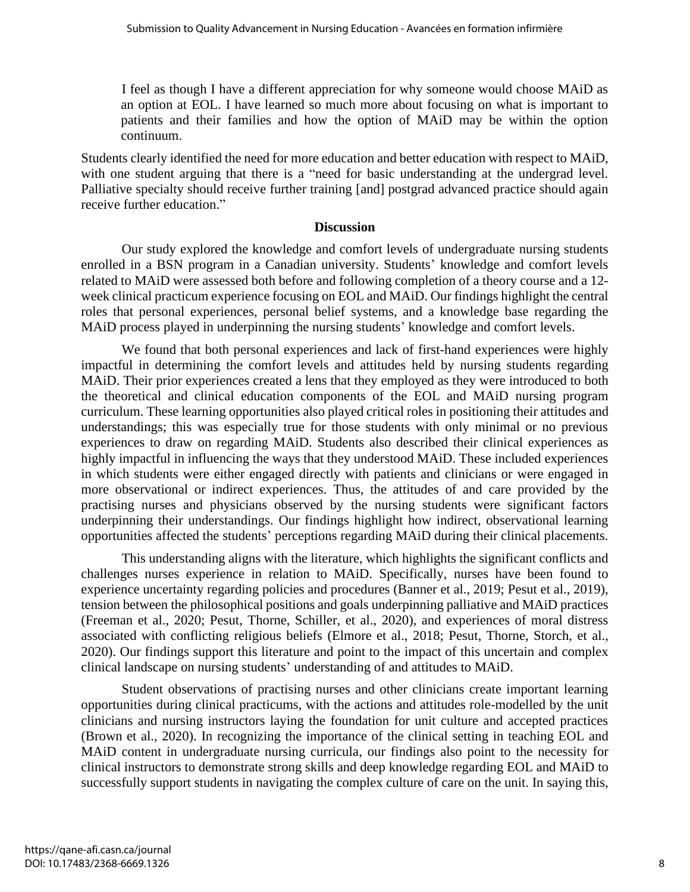> I feel as though I have a different appreciation for why someone would choose MAiD as an option at EOL. I have learned so much more about focusing on what is important to patients and their families and how the option of MAiD may be within the option continuum.

Students clearly identified the need for more education and better education with respect to MAiD, with one student arguing that there is a "need for basic understanding at the undergrad level. Palliative specialty should receive further training [and] postgrad advanced practice should again receive further education."

## Discussion

Our study explored the knowledge and comfort levels of undergraduate nursing students enrolled in a BSN program in a Canadian university. Students' knowledge and comfort levels related to MAiD were assessed both before and following completion of a theory course and a 12-week clinical practicum experience focusing on EOL and MAiD. Our findings highlight the central roles that personal experiences, personal belief systems, and a knowledge base regarding the MAiD process played in underpinning the nursing students' knowledge and comfort levels.

We found that both personal experiences and lack of first-hand experiences were highly impactful in determining the comfort levels and attitudes held by nursing students regarding MAiD. Their prior experiences created a lens that they employed as they were introduced to both the theoretical and clinical education components of the EOL and MAiD nursing program curriculum. These learning opportunities also played critical roles in positioning their attitudes and understandings; this was especially true for those students with only minimal or no previous experiences to draw on regarding MAiD. Students also described their clinical experiences as highly impactful in influencing the ways that they understood MAiD. These included experiences in which students were either engaged directly with patients and clinicians or were engaged in more observational or indirect experiences. Thus, the attitudes of and care provided by the practising nurses and physicians observed by the nursing students were significant factors underpinning their understandings. Our findings highlight how indirect, observational learning opportunities affected the students' perceptions regarding MAiD during their clinical placements.

This understanding aligns with the literature, which highlights the significant conflicts and challenges nurses experience in relation to MAiD. Specifically, nurses have been found to experience uncertainty regarding policies and procedures (Banner et al., 2019; Pesut et al., 2019), tension between the philosophical positions and goals underpinning palliative and MAiD practices (Freeman et al., 2020; Pesut, Thorne, Schiller, et al., 2020), and experiences of moral distress associated with conflicting religious beliefs (Elmore et al., 2018; Pesut, Thorne, Storch, et al., 2020). Our findings support this literature and point to the impact of this uncertain and complex clinical landscape on nursing students' understanding of and attitudes to MAiD.

Student observations of practising nurses and other clinicians create important learning opportunities during clinical practicums, with the actions and attitudes role-modelled by the unit clinicians and nursing instructors laying the foundation for unit culture and accepted practices (Brown et al., 2020). In recognizing the importance of the clinical setting in teaching EOL and MAiD content in undergraduate nursing curricula, our findings also point to the necessity for clinical instructors to demonstrate strong skills and deep knowledge regarding EOL and MAiD to successfully support students in navigating the complex culture of care on the unit. In saying this,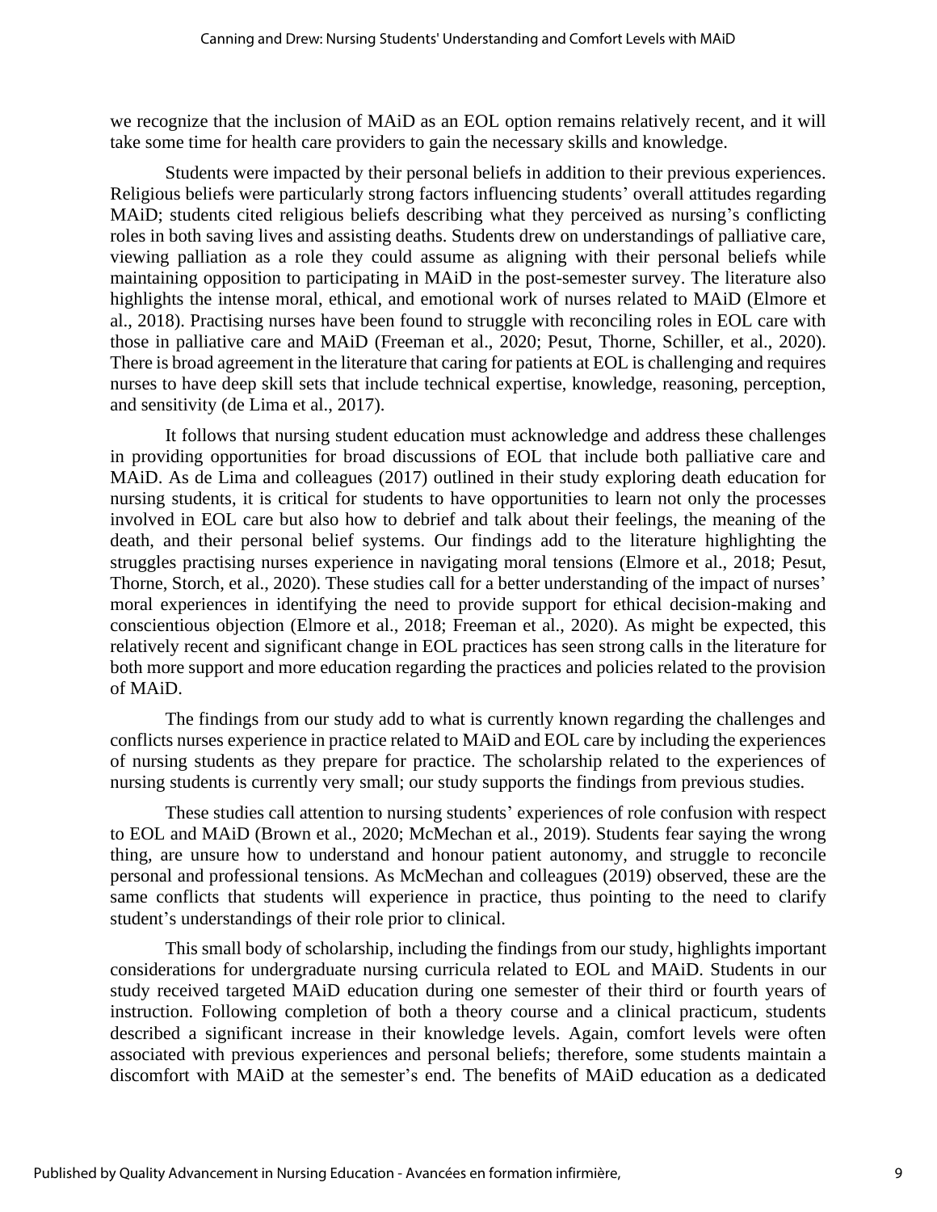we recognize that the inclusion of MAiD as an EOL option remains relatively recent, and it will take some time for health care providers to gain the necessary skills and knowledge.

Students were impacted by their personal beliefs in addition to their previous experiences. Religious beliefs were particularly strong factors influencing students' overall attitudes regarding MAiD; students cited religious beliefs describing what they perceived as nursing's conflicting roles in both saving lives and assisting deaths. Students drew on understandings of palliative care, viewing palliation as a role they could assume as aligning with their personal beliefs while maintaining opposition to participating in MAiD in the post-semester survey. The literature also highlights the intense moral, ethical, and emotional work of nurses related to MAiD (Elmore et al., 2018). Practising nurses have been found to struggle with reconciling roles in EOL care with those in palliative care and MAiD (Freeman et al., 2020; Pesut, Thorne, Schiller, et al., 2020). There is broad agreement in the literature that caring for patients at EOL is challenging and requires nurses to have deep skill sets that include technical expertise, knowledge, reasoning, perception, and sensitivity (de Lima et al., 2017).

It follows that nursing student education must acknowledge and address these challenges in providing opportunities for broad discussions of EOL that include both palliative care and MAiD. As de Lima and colleagues (2017) outlined in their study exploring death education for nursing students, it is critical for students to have opportunities to learn not only the processes involved in EOL care but also how to debrief and talk about their feelings, the meaning of the death, and their personal belief systems. Our findings add to the literature highlighting the struggles practising nurses experience in navigating moral tensions (Elmore et al., 2018; Pesut, Thorne, Storch, et al., 2020). These studies call for a better understanding of the impact of nurses' moral experiences in identifying the need to provide support for ethical decision-making and conscientious objection (Elmore et al., 2018; Freeman et al., 2020). As might be expected, this relatively recent and significant change in EOL practices has seen strong calls in the literature for both more support and more education regarding the practices and policies related to the provision of MAiD.

The findings from our study add to what is currently known regarding the challenges and conflicts nurses experience in practice related to MAiD and EOL care by including the experiences of nursing students as they prepare for practice. The scholarship related to the experiences of nursing students is currently very small; our study supports the findings from previous studies.

These studies call attention to nursing students' experiences of role confusion with respect to EOL and MAiD (Brown et al., 2020; McMechan et al., 2019). Students fear saying the wrong thing, are unsure how to understand and honour patient autonomy, and struggle to reconcile personal and professional tensions. As McMechan and colleagues (2019) observed, these are the same conflicts that students will experience in practice, thus pointing to the need to clarify student's understandings of their role prior to clinical.

This small body of scholarship, including the findings from our study, highlights important considerations for undergraduate nursing curricula related to EOL and MAiD. Students in our study received targeted MAiD education during one semester of their third or fourth years of instruction. Following completion of both a theory course and a clinical practicum, students described a significant increase in their knowledge levels. Again, comfort levels were often associated with previous experiences and personal beliefs; therefore, some students maintain a discomfort with MAiD at the semester's end. The benefits of MAiD education as a dedicated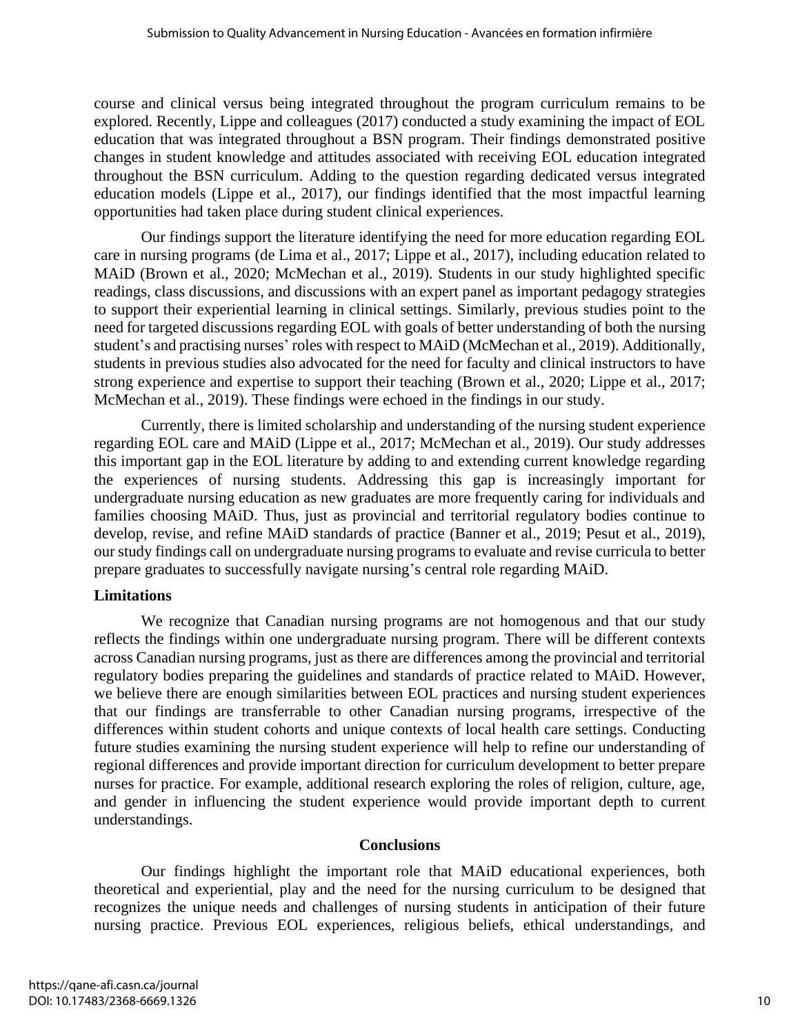course and clinical versus being integrated throughout the program curriculum remains to be explored. Recently, Lippe and colleagues (2017) conducted a study examining the impact of EOL education that was integrated throughout a BSN program. Their findings demonstrated positive changes in student knowledge and attitudes associated with receiving EOL education integrated throughout the BSN curriculum. Adding to the question regarding dedicated versus integrated education models (Lippe et al., 2017), our findings identified that the most impactful learning opportunities had taken place during student clinical experiences.

Our findings support the literature identifying the need for more education regarding EOL care in nursing programs (de Lima et al., 2017; Lippe et al., 2017), including education related to MAiD (Brown et al., 2020; McMechan et al., 2019). Students in our study highlighted specific readings, class discussions, and discussions with an expert panel as important pedagogy strategies to support their experiential learning in clinical settings. Similarly, previous studies point to the need for targeted discussions regarding EOL with goals of better understanding of both the nursing student's and practising nurses' roles with respect to MAiD (McMechan et al., 2019). Additionally, students in previous studies also advocated for the need for faculty and clinical instructors to have strong experience and expertise to support their teaching (Brown et al., 2020; Lippe et al., 2017; McMechan et al., 2019). These findings were echoed in the findings in our study.

Currently, there is limited scholarship and understanding of the nursing student experience regarding EOL care and MAiD (Lippe et al., 2017; McMechan et al., 2019). Our study addresses this important gap in the EOL literature by adding to and extending current knowledge regarding the experiences of nursing students. Addressing this gap is increasingly important for undergraduate nursing education as new graduates are more frequently caring for individuals and families choosing MAiD. Thus, just as provincial and territorial regulatory bodies continue to develop, revise, and refine MAiD standards of practice (Banner et al., 2019; Pesut et al., 2019), our study findings call on undergraduate nursing programs to evaluate and revise curricula to better prepare graduates to successfully navigate nursing's central role regarding MAiD.

### Limitations

We recognize that Canadian nursing programs are not homogenous and that our study reflects the findings within one undergraduate nursing program. There will be different contexts across Canadian nursing programs, just as there are differences among the provincial and territorial regulatory bodies preparing the guidelines and standards of practice related to MAiD. However, we believe there are enough similarities between EOL practices and nursing student experiences that our findings are transferrable to other Canadian nursing programs, irrespective of the differences within student cohorts and unique contexts of local health care settings. Conducting future studies examining the nursing student experience will help to refine our understanding of regional differences and provide important direction for curriculum development to better prepare nurses for practice. For example, additional research exploring the roles of religion, culture, age, and gender in influencing the student experience would provide important depth to current understandings.

## Conclusions

Our findings highlight the important role that MAiD educational experiences, both theoretical and experiential, play and the need for the nursing curriculum to be designed that recognizes the unique needs and challenges of nursing students in anticipation of their future nursing practice. Previous EOL experiences, religious beliefs, ethical understandings, and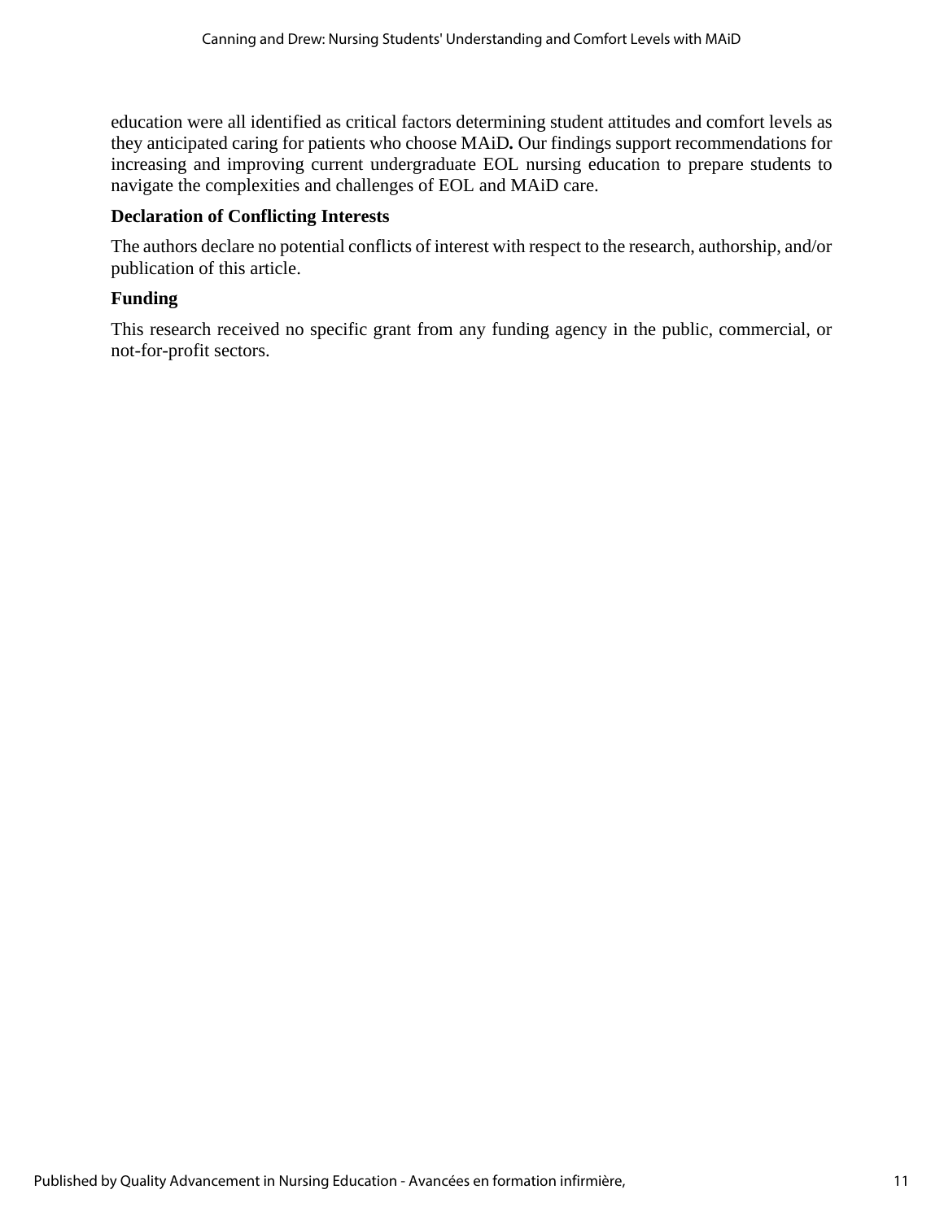education were all identified as critical factors determining student attitudes and comfort levels as they anticipated caring for patients who choose MAiD**.** Our findings support recommendations for increasing and improving current undergraduate EOL nursing education to prepare students to navigate the complexities and challenges of EOL and MAiD care.

**Declaration of Conflicting Interests**

The authors declare no potential conflicts of interest with respect to the research, authorship, and/or publication of this article.

**Funding**

This research received no specific grant from any funding agency in the public, commercial, or not-for-profit sectors.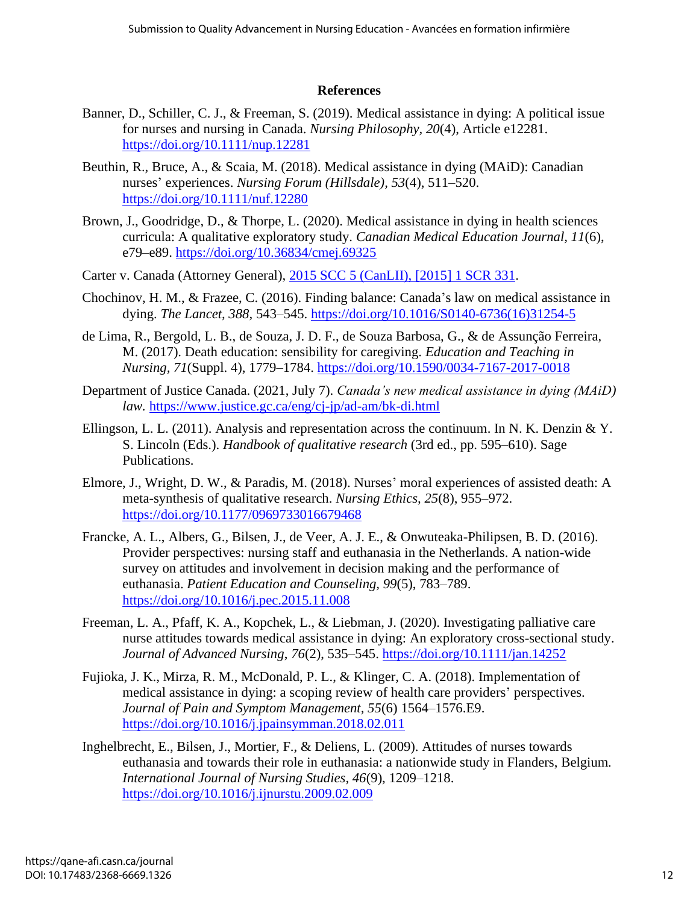## References

Banner, D., Schiller, C. J., & Freeman, S. (2019). Medical assistance in dying: A political issue for nurses and nursing in Canada. *Nursing Philosophy*, *20*(4), Article e12281. https://doi.org/10.1111/nup.12281

Beuthin, R., Bruce, A., & Scaia, M. (2018). Medical assistance in dying (MAiD): Canadian nurses' experiences. *Nursing Forum (Hillsdale)*, *53*(4), 511–520. https://doi.org/10.1111/nuf.12280

Brown, J., Goodridge, D., & Thorpe, L. (2020). Medical assistance in dying in health sciences curricula: A qualitative exploratory study. *Canadian Medical Education Journal*, *11*(6), e79–e89. https://doi.org/10.36834/cmej.69325

Carter v. Canada (Attorney General), 2015 SCC 5 (CanLII), [2015] 1 SCR 331.

Chochinov, H. M., & Frazee, C. (2016). Finding balance: Canada's law on medical assistance in dying. *The Lancet*, *388*, 543–545. https://doi.org/10.1016/S0140-6736(16)31254-5

de Lima, R., Bergold, L. B., de Souza, J. D. F., de Souza Barbosa, G., & de Assunção Ferreira, M. (2017). Death education: sensibility for caregiving. *Education and Teaching in Nursing*, *71*(Suppl. 4), 1779–1784. https://doi.org/10.1590/0034-7167-2017-0018

Department of Justice Canada. (2021, July 7). *Canada's new medical assistance in dying (MAiD) law.* https://www.justice.gc.ca/eng/cj-jp/ad-am/bk-di.html

Ellingson, L. L. (2011). Analysis and representation across the continuum. In N. K. Denzin & Y. S. Lincoln (Eds.). *Handbook of qualitative research* (3rd ed., pp. 595–610). Sage Publications.

Elmore, J., Wright, D. W., & Paradis, M. (2018). Nurses' moral experiences of assisted death: A meta-synthesis of qualitative research. *Nursing Ethics*, *25*(8), 955–972. https://doi.org/10.1177/0969733016679468

Francke, A. L., Albers, G., Bilsen, J., de Veer, A. J. E., & Onwuteaka-Philipsen, B. D. (2016). Provider perspectives: nursing staff and euthanasia in the Netherlands. A nation-wide survey on attitudes and involvement in decision making and the performance of euthanasia. *Patient Education and Counseling*, *99*(5), 783–789. https://doi.org/10.1016/j.pec.2015.11.008

Freeman, L. A., Pfaff, K. A., Kopchek, L., & Liebman, J. (2020). Investigating palliative care nurse attitudes towards medical assistance in dying: An exploratory cross-sectional study. *Journal of Advanced Nursing*, *76*(2), 535–545. https://doi.org/10.1111/jan.14252

Fujioka, J. K., Mirza, R. M., McDonald, P. L., & Klinger, C. A. (2018). Implementation of medical assistance in dying: a scoping review of health care providers' perspectives. *Journal of Pain and Symptom Management*, *55*(6) 1564–1576.E9. https://doi.org/10.1016/j.jpainsymman.2018.02.011

Inghelbrecht, E., Bilsen, J., Mortier, F., & Deliens, L. (2009). Attitudes of nurses towards euthanasia and towards their role in euthanasia: a nationwide study in Flanders, Belgium. *International Journal of Nursing Studies*, *46*(9), 1209–1218. https://doi.org/10.1016/j.ijnurstu.2009.02.009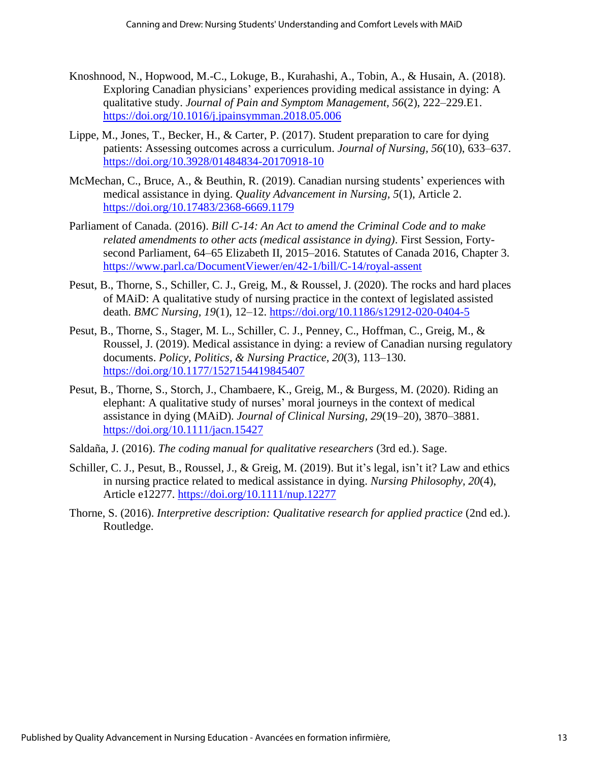Knoshnood, N., Hopwood, M.-C., Lokuge, B., Kurahashi, A., Tobin, A., & Husain, A. (2018). Exploring Canadian physicians' experiences providing medical assistance in dying: A qualitative study. *Journal of Pain and Symptom Management, 56*(2), 222–229.E1. https://doi.org/10.1016/j.jpainsymman.2018.05.006

Lippe, M., Jones, T., Becker, H., & Carter, P. (2017). Student preparation to care for dying patients: Assessing outcomes across a curriculum. *Journal of Nursing, 56*(10), 633–637. https://doi.org/10.3928/01484834-20170918-10

McMechan, C., Bruce, A., & Beuthin, R. (2019). Canadian nursing students' experiences with medical assistance in dying. *Quality Advancement in Nursing, 5*(1), Article 2. https://doi.org/10.17483/2368-6669.1179

Parliament of Canada. (2016). *Bill C-14: An Act to amend the Criminal Code and to make related amendments to other acts (medical assistance in dying)*. First Session, Forty-second Parliament, 64–65 Elizabeth II, 2015–2016. Statutes of Canada 2016, Chapter 3. https://www.parl.ca/DocumentViewer/en/42-1/bill/C-14/royal-assent

Pesut, B., Thorne, S., Schiller, C. J., Greig, M., & Roussel, J. (2020). The rocks and hard places of MAiD: A qualitative study of nursing practice in the context of legislated assisted death. *BMC Nursing, 19*(1), 12–12. https://doi.org/10.1186/s12912-020-0404-5

Pesut, B., Thorne, S., Stager, M. L., Schiller, C. J., Penney, C., Hoffman, C., Greig, M., & Roussel, J. (2019). Medical assistance in dying: a review of Canadian nursing regulatory documents. *Policy, Politics, & Nursing Practice, 20*(3), 113–130. https://doi.org/10.1177/1527154419845407

Pesut, B., Thorne, S., Storch, J., Chambaere, K., Greig, M., & Burgess, M. (2020). Riding an elephant: A qualitative study of nurses' moral journeys in the context of medical assistance in dying (MAiD). *Journal of Clinical Nursing, 29*(19–20), 3870–3881. https://doi.org/10.1111/jacn.15427

Saldaña, J. (2016). *The coding manual for qualitative researchers* (3rd ed.). Sage.

Schiller, C. J., Pesut, B., Roussel, J., & Greig, M. (2019). But it's legal, isn't it? Law and ethics in nursing practice related to medical assistance in dying. *Nursing Philosophy, 20*(4), Article e12277. https://doi.org/10.1111/nup.12277

Thorne, S. (2016). *Interpretive description: Qualitative research for applied practice* (2nd ed.). Routledge.